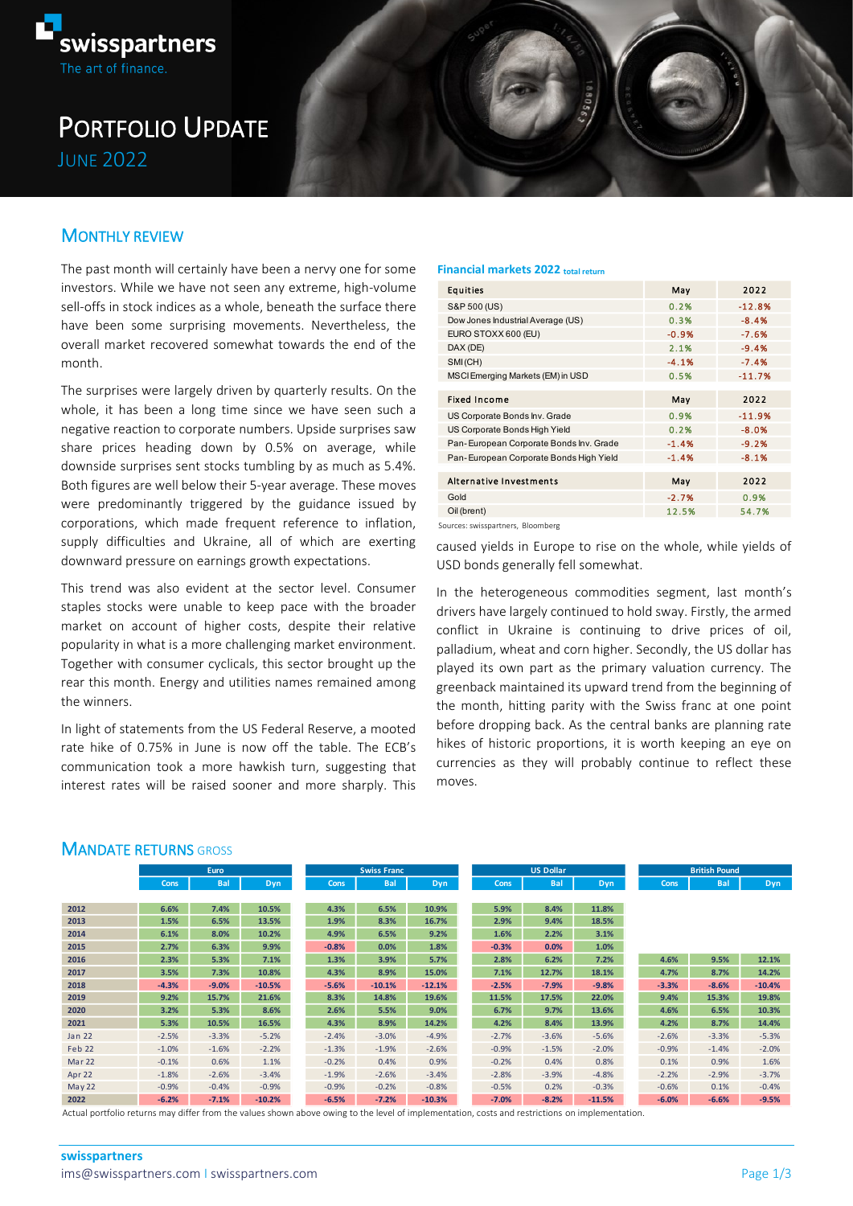swisspartners
The art of finance.

# Portfolio Update

## June 2022

## Monthly Review

The past month will certainly have been a nervy one for some investors. While we have not seen any extreme, high-volume sell-offs in stock indices as a whole, beneath the surface there have been some surprising movements. Nevertheless, the overall market recovered somewhat towards the end of the month.

The surprises were largely driven by quarterly results. On the whole, it has been a long time since we have seen such a negative reaction to corporate numbers. Upside surprises saw share prices heading down by 0.5% on average, while downside surprises sent stocks tumbling by as much as 5.4%. Both figures are well below their 5-year average. These moves were predominantly triggered by the guidance issued by corporations, which made frequent reference to inflation, supply difficulties and Ukraine, all of which are exerting downward pressure on earnings growth expectations.

This trend was also evident at the sector level. Consumer staples stocks were unable to keep pace with the broader market on account of higher costs, despite their relative popularity in what is a more challenging market environment. Together with consumer cyclicals, this sector brought up the rear this month. Energy and utilities names remained among the winners.

In light of statements from the US Federal Reserve, a mooted rate hike of 0.75% in June is now off the table. The ECB's communication took a more hawkish turn, suggesting that interest rates will be raised sooner and more sharply. This caused yields in Europe to rise on the whole, while yields of USD bonds generally fell somewhat.

In the heterogeneous commodities segment, last month's drivers have largely continued to hold sway. Firstly, the armed conflict in Ukraine is continuing to drive prices of oil, palladium, wheat and corn higher. Secondly, the US dollar has played its own part as the primary valuation currency. The greenback maintained its upward trend from the beginning of the month, hitting parity with the Swiss franc at one point before dropping back. As the central banks are planning rate hikes of historic proportions, it is worth keeping an eye on currencies as they will probably continue to reflect these moves.

**Financial markets 2022** total return

| Equities | May | 2022 |
|---|---|---|
| S&P 500 (US) | 0.2% | -12.8% |
| Dow Jones Industrial Average (US) | 0.3% | -8.4% |
| EURO STOXX 600 (EU) | -0.9% | -7.6% |
| DAX (DE) | 2.1% | -9.4% |
| SMI (CH) | -4.1% | -7.4% |
| MSCI Emerging Markets (EM) in USD | 0.5% | -11.7% |
| **Fixed Income** | **May** | **2022** |
| US Corporate Bonds Inv. Grade | 0.9% | -11.9% |
| US Corporate Bonds High Yield | 0.2% | -8.0% |
| Pan-European Corporate Bonds Inv. Grade | -1.4% | -9.2% |
| Pan-European Corporate Bonds High Yield | -1.4% | -8.1% |
| **Alternative Investments** | **May** | **2022** |
| Gold | -2.7% | 0.9% |
| Oil (brent) | 12.5% | 54.7% |

Sources: swisspartners, Bloomberg

## Mandate Returns gross

| | Euro | | | Swiss Franc | | | US Dollar | | | British Pound | | |
|---|---|---|---|---|---|---|---|---|---|---|---|---|
| | Cons | Bal | Dyn | Cons | Bal | Dyn | Cons | Bal | Dyn | Cons | Bal | Dyn |
| 2012 | 6.6% | 7.4% | 10.5% | 4.3% | 6.5% | 10.9% | 5.9% | 8.4% | 11.8% | | | |
| 2013 | 1.5% | 6.5% | 13.5% | 1.9% | 8.3% | 16.7% | 2.9% | 9.4% | 18.5% | | | |
| 2014 | 6.1% | 8.0% | 10.2% | 4.9% | 6.5% | 9.2% | 1.6% | 2.2% | 3.1% | | | |
| 2015 | 2.7% | 6.3% | 9.9% | -0.8% | 0.0% | 1.8% | -0.3% | 0.0% | 1.0% | | | |
| 2016 | 2.3% | 5.3% | 7.1% | 1.3% | 3.9% | 5.7% | 2.8% | 6.2% | 7.2% | 4.6% | 9.5% | 12.1% |
| 2017 | 3.5% | 7.3% | 10.8% | 4.3% | 8.9% | 15.0% | 7.1% | 12.7% | 18.1% | 4.7% | 8.7% | 14.2% |
| 2018 | -4.3% | -9.0% | -10.5% | -5.6% | -10.1% | -12.1% | -2.5% | -7.9% | -9.8% | -3.3% | -8.6% | -10.4% |
| 2019 | 9.2% | 15.7% | 21.6% | 8.3% | 14.8% | 19.6% | 11.5% | 17.5% | 22.0% | 9.4% | 15.3% | 19.8% |
| 2020 | 3.2% | 5.3% | 8.6% | 2.6% | 5.5% | 9.0% | 6.7% | 9.7% | 13.6% | 4.6% | 6.5% | 10.3% |
| 2021 | 5.3% | 10.5% | 16.5% | 4.3% | 8.9% | 14.2% | 4.2% | 8.4% | 13.9% | 4.2% | 8.7% | 14.4% |
| Jan 22 | -2.5% | -3.3% | -5.2% | -2.4% | -3.0% | -4.9% | -2.7% | -3.6% | -5.6% | -2.6% | -3.3% | -5.3% |
| Feb 22 | -1.0% | -1.6% | -2.2% | -1.3% | -1.9% | -2.6% | -0.9% | -1.5% | -2.0% | -0.9% | -1.4% | -2.0% |
| Mar 22 | -0.1% | 0.6% | 1.1% | -0.2% | 0.4% | 0.9% | -0.2% | 0.4% | 0.8% | 0.1% | 0.9% | 1.6% |
| Apr 22 | -1.8% | -2.6% | -3.4% | -1.9% | -2.6% | -3.4% | -2.8% | -3.9% | -4.8% | -2.2% | -2.9% | -3.7% |
| May 22 | -0.9% | -0.4% | -0.9% | -0.9% | -0.2% | -0.8% | -0.5% | 0.2% | -0.3% | -0.6% | 0.1% | -0.4% |
| 2022 | -6.2% | -7.1% | -10.2% | -6.5% | -7.2% | -10.3% | -7.0% | -8.2% | -11.5% | -6.0% | -6.6% | -9.5% |

Actual portfolio returns may differ from the values shown above owing to the level of implementation, costs and restrictions on implementation.

**swisspartners**
ims@swisspartners.com | swisspartners.com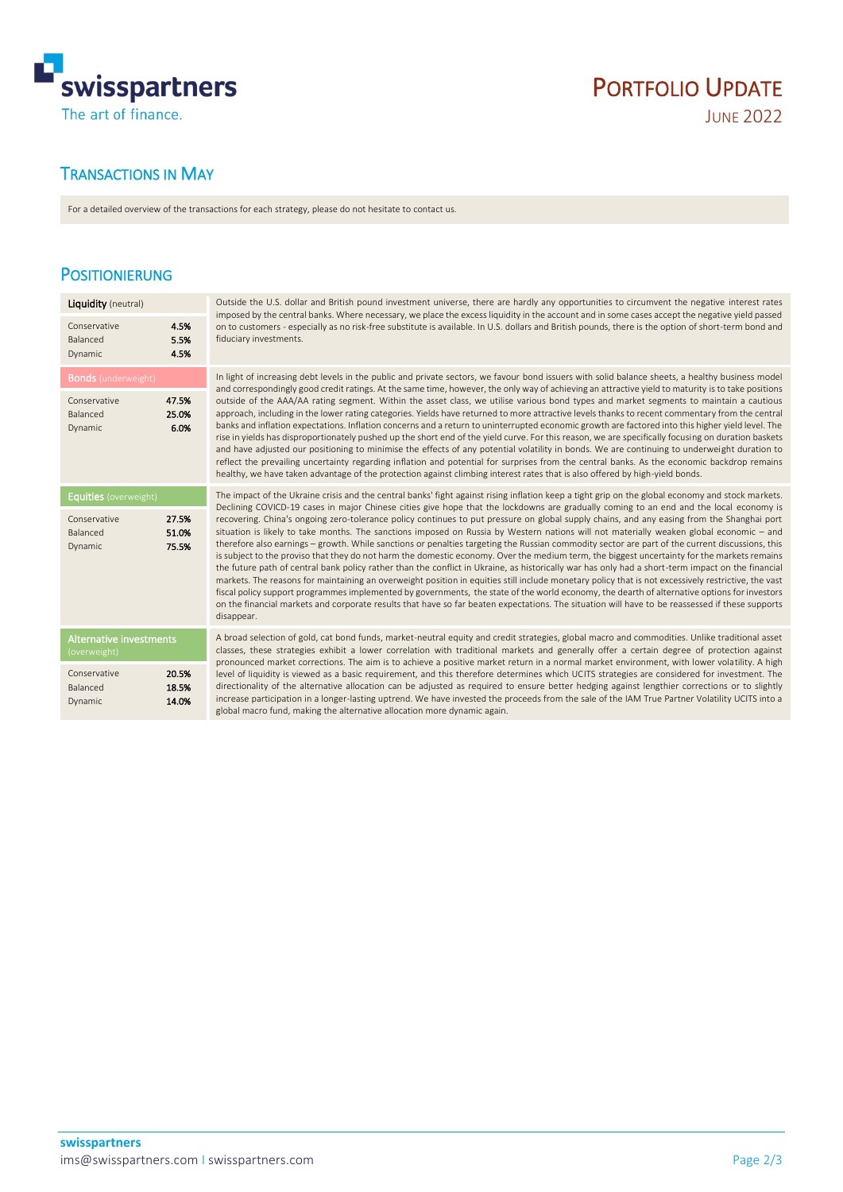## Transactions in May

For a detailed overview of the transactions for each strategy, please do not hesitate to contact us.

## Positionierung

**Liquidity** (neutral)

| | |
|---|---|
| Conservative | 4.5% |
| Balanced | 5.5% |
| Dynamic | 4.5% |

Outside the U.S. dollar and British pound investment universe, there are hardly any opportunities to circumvent the negative interest rates imposed by the central banks. Where necessary, we place the excess liquidity in the account and in some cases accept the negative yield passed on to customers - especially as no risk-free substitute is available. In U.S. dollars and British pounds, there is the option of short-term bond and fiduciary investments.

**Bonds** (underweight)

| | |
|---|---|
| Conservative | 47.5% |
| Balanced | 25.0% |
| Dynamic | 6.0% |

In light of increasing debt levels in the public and private sectors, we favour bond issuers with solid balance sheets, a healthy business model and correspondingly good credit ratings. At the same time, however, the only way of achieving an attractive yield to maturity is to take positions outside of the AAA/AA rating segment. Within the asset class, we utilise various bond types and market segments to maintain a cautious approach, including in the lower rating categories. Yields have returned to more attractive levels thanks to recent commentary from the central banks and inflation expectations. Inflation concerns and a return to uninterrupted economic growth are factored into this higher yield level. The rise in yields has disproportionately pushed up the short end of the yield curve. For this reason, we are specifically focusing on duration baskets and have adjusted our positioning to minimise the effects of any potential volatility in bonds. We are continuing to underweight duration to reflect the prevailing uncertainty regarding inflation and potential for surprises from the central banks. As the economic backdrop remains healthy, we have taken advantage of the protection against climbing interest rates that is also offered by high-yield bonds.

**Equities** (overweight)

| | |
|---|---|
| Conservative | 27.5% |
| Balanced | 51.0% |
| Dynamic | 75.5% |

The impact of the Ukraine crisis and the central banks' fight against rising inflation keep a tight grip on the global economy and stock markets. Declining COVID-19 cases in major Chinese cities give hope that the lockdowns are gradually coming to an end and the local economy is recovering. China's ongoing zero-tolerance policy continues to put pressure on global supply chains, and any easing from the Shanghai port situation is likely to take months. The sanctions imposed on Russia by Western nations will not materially weaken global economic – and therefore also earnings – growth. While sanctions or penalties targeting the Russian commodity sector are part of the current discussions, this is subject to the proviso that they do not harm the domestic economy. Over the medium term, the biggest uncertainty for the markets remains the future path of central bank policy rather than the conflict in Ukraine, as historically war has only had a short-term impact on the financial markets. The reasons for maintaining an overweight position in equities still include monetary policy that is not excessively restrictive, the vast fiscal policy support programmes implemented by governments, the state of the world economy, the dearth of alternative options for investors on the financial markets and corporate results that have so far beaten expectations. The situation will have to be reassessed if these supports disappear.

**Alternative investments** (overweight)

| | |
|---|---|
| Conservative | 20.5% |
| Balanced | 18.5% |
| Dynamic | 14.0% |

A broad selection of gold, cat bond funds, market-neutral equity and credit strategies, global macro and commodities. Unlike traditional asset classes, these strategies exhibit a lower correlation with traditional markets and generally offer a certain degree of protection against pronounced market corrections. The aim is to achieve a positive market return in a normal market environment, with lower volatility. A high level of liquidity is viewed as a basic requirement, and this therefore determines which UCITS strategies are considered for investment. The directionality of the alternative allocation can be adjusted as required to ensure better hedging against lengthier corrections or to slightly increase participation in a longer-lasting uptrend. We have invested the proceeds from the sale of the IAM True Partner Volatility UCITS into a global macro fund, making the alternative allocation more dynamic again.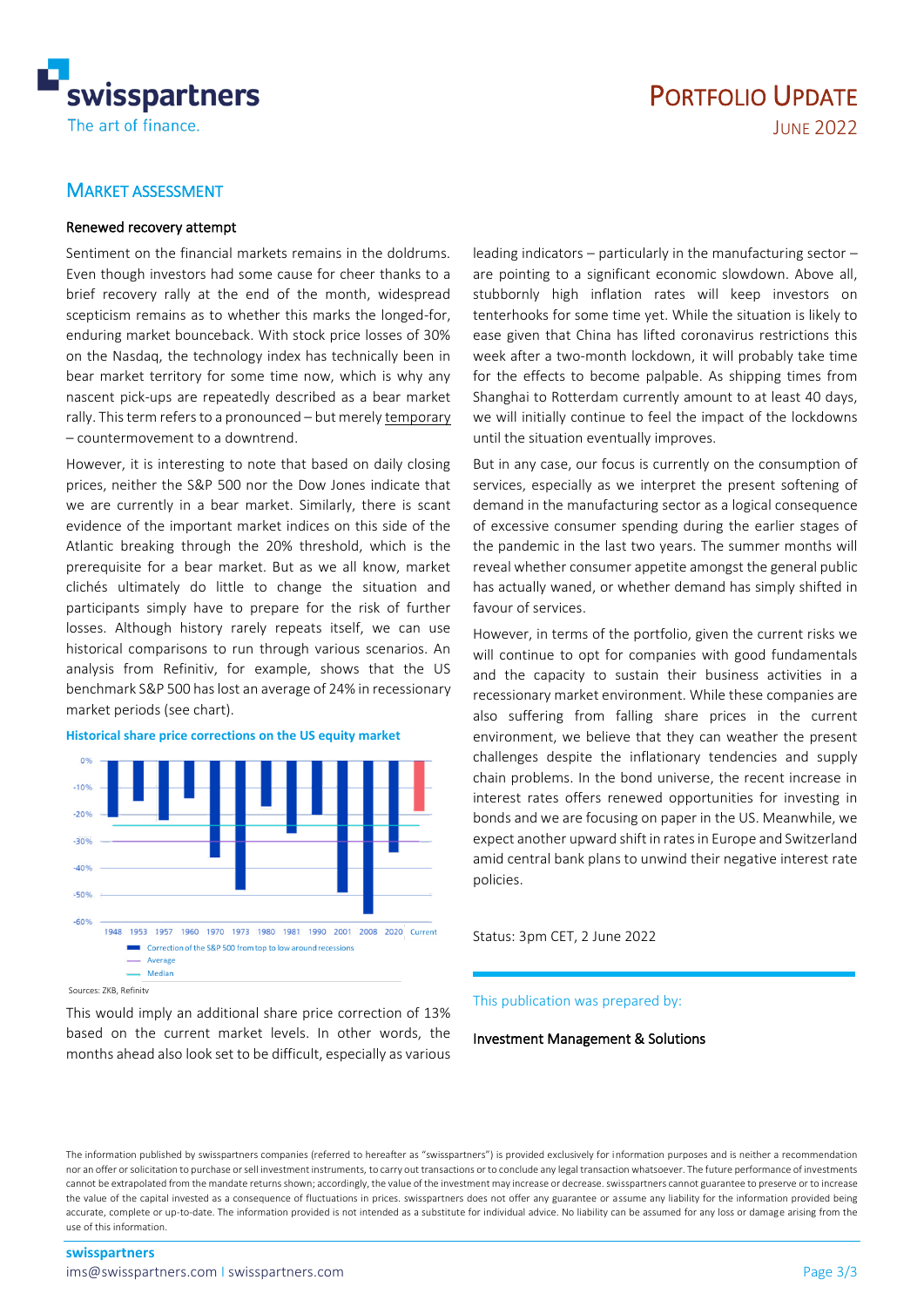# Portfolio Update

June 2022

## Market Assessment

### Renewed recovery attempt

Sentiment on the financial markets remains in the doldrums. Even though investors had some cause for cheer thanks to a brief recovery rally at the end of the month, widespread scepticism remains as to whether this marks the longed-for, enduring market bounceback. With stock price losses of 30% on the Nasdaq, the technology index has technically been in bear market territory for some time now, which is why any nascent pick-ups are repeatedly described as a bear market rally. This term refers to a pronounced – but merely temporary – countermovement to a downtrend.

However, it is interesting to note that based on daily closing prices, neither the S&P 500 nor the Dow Jones indicate that we are currently in a bear market. Similarly, there is scant evidence of the important market indices on this side of the Atlantic breaking through the 20% threshold, which is the prerequisite for a bear market. But as we all know, market clichés ultimately do little to change the situation and participants simply have to prepare for the risk of further losses. Although history rarely repeats itself, we can use historical comparisons to run through various scenarios. An analysis from Refinitiv, for example, shows that the US benchmark S&P 500 has lost an average of 24% in recessionary market periods (see chart).

**Historical share price corrections on the US equity market**

0%
-10%
-20%
-30%
-40%
-50%
-60%

1948 1953 1957 1960 1970 1973 1980 1981 1990 2001 2008 2020 Current

Correction of the S&P 500 from top to low around recessions
Average
Median

Sources: ZKB, Refinitiv

This would imply an additional share price correction of 13% based on the current market levels. In other words, the months ahead also look set to be difficult, especially as various leading indicators – particularly in the manufacturing sector – are pointing to a significant economic slowdown. Above all, stubbornly high inflation rates will keep investors on tenterhooks for some time yet. While the situation is likely to ease given that China has lifted coronavirus restrictions this week after a two-month lockdown, it will probably take time for the effects to become palpable. As shipping times from Shanghai to Rotterdam currently amount to at least 40 days, we will initially continue to feel the impact of the lockdowns until the situation eventually improves.

But in any case, our focus is currently on the consumption of services, especially as we interpret the present softening of demand in the manufacturing sector as a logical consequence of excessive consumer spending during the earlier stages of the pandemic in the last two years. The summer months will reveal whether consumer appetite amongst the general public has actually waned, or whether demand has simply shifted in favour of services.

However, in terms of the portfolio, given the current risks we will continue to opt for companies with good fundamentals and the capacity to sustain their business activities in a recessionary market environment. While these companies are also suffering from falling share prices in the current environment, we believe that they can weather the present challenges despite the inflationary tendencies and supply chain problems. In the bond universe, the recent increase in interest rates offers renewed opportunities for investing in bonds and we are focusing on paper in the US. Meanwhile, we expect another upward shift in rates in Europe and Switzerland amid central bank plans to unwind their negative interest rate policies.

Status: 3pm CET, 2 June 2022

This publication was prepared by:

**Investment Management & Solutions**

The information published by swisspartners companies (referred to hereafter as "swisspartners") is provided exclusively for information purposes and is neither a recommendation nor an offer or solicitation to purchase or sell investment instruments, to carry out transactions or to conclude any legal transaction whatsoever. The future performance of investments cannot be extrapolated from the mandate returns shown; accordingly, the value of the investment may increase or decrease. swisspartners cannot guarantee to preserve or to increase the value of the capital invested as a consequence of fluctuations in prices. swisspartners does not offer any guarantee or assume any liability for the information provided being accurate, complete or up-to-date. The information provided is not intended as a substitute for individual advice. No liability can be assumed for any loss or damage arising from the use of this information.

**swisspartners**
ims@swisspartners.com | swisspartners.com